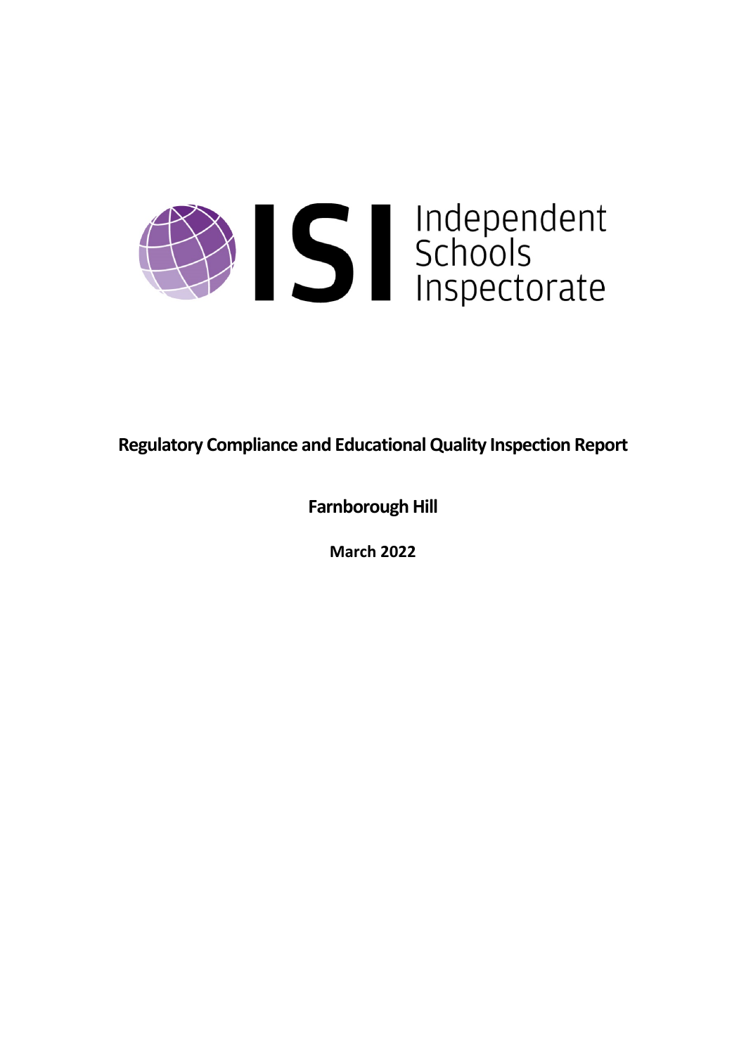ISI Independent Schools Inspectorate

# Regulatory Compliance and Educational Quality Inspection Report

## Farnborough Hill

**March 2022**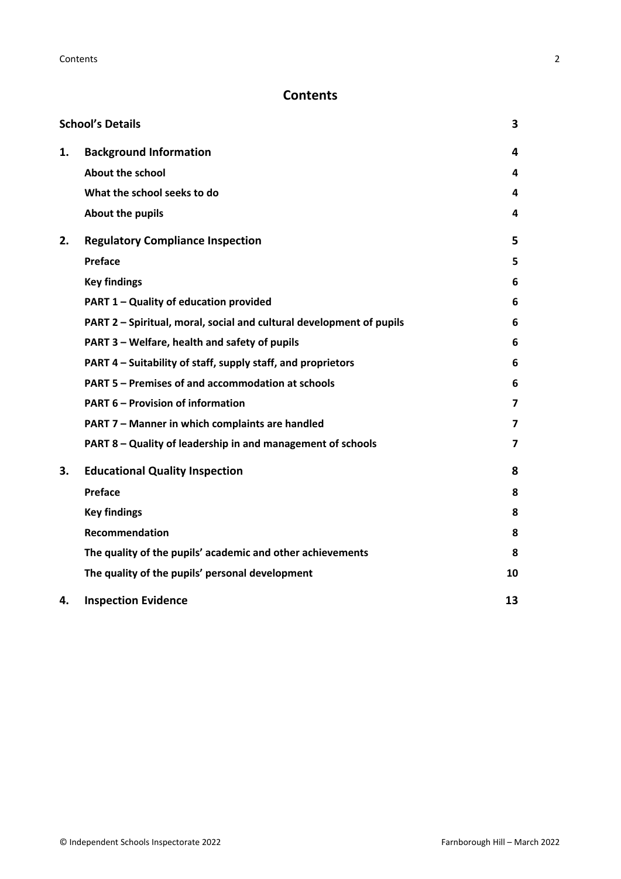# Contents

| | | |
|---|---|---|
| **School's Details** | | **3** |
| **1.** | **Background Information** | **4** |
| | **About the school** | **4** |
| | **What the school seeks to do** | **4** |
| | **About the pupils** | **4** |
| **2.** | **Regulatory Compliance Inspection** | **5** |
| | **Preface** | **5** |
| | **Key findings** | **6** |
| | **PART 1 – Quality of education provided** | **6** |
| | **PART 2 – Spiritual, moral, social and cultural development of pupils** | **6** |
| | **PART 3 – Welfare, health and safety of pupils** | **6** |
| | **PART 4 – Suitability of staff, supply staff, and proprietors** | **6** |
| | **PART 5 – Premises of and accommodation at schools** | **6** |
| | **PART 6 – Provision of information** | **7** |
| | **PART 7 – Manner in which complaints are handled** | **7** |
| | **PART 8 – Quality of leadership in and management of schools** | **7** |
| **3.** | **Educational Quality Inspection** | **8** |
| | **Preface** | **8** |
| | **Key findings** | **8** |
| | **Recommendation** | **8** |
| | **The quality of the pupils' academic and other achievements** | **8** |
| | **The quality of the pupils' personal development** | **10** |
| **4.** | **Inspection Evidence** | **13** |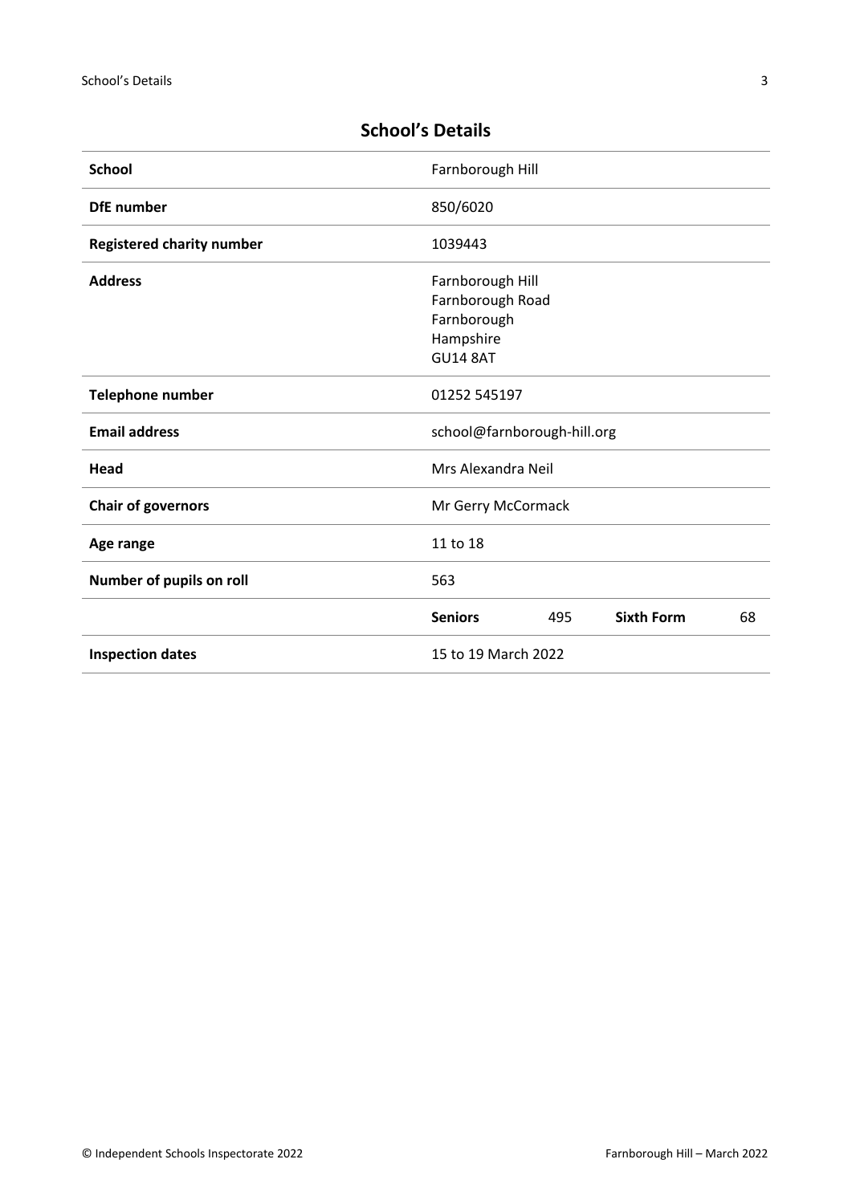## School's Details

| | | | | |
|---|---|---|---|---|
| **School** | Farnborough Hill | | | |
| **DfE number** | 850/6020 | | | |
| **Registered charity number** | 1039443 | | | |
| **Address** | Farnborough Hill<br>Farnborough Road<br>Farnborough<br>Hampshire<br>GU14 8AT | | | |
| **Telephone number** | 01252 545197 | | | |
| **Email address** | school@farnborough-hill.org | | | |
| **Head** | Mrs Alexandra Neil | | | |
| **Chair of governors** | Mr Gerry McCormack | | | |
| **Age range** | 11 to 18 | | | |
| **Number of pupils on roll** | 563 | | | |
| | **Seniors** | 495 | **Sixth Form** | 68 |
| **Inspection dates** | 15 to 19 March 2022 | | | |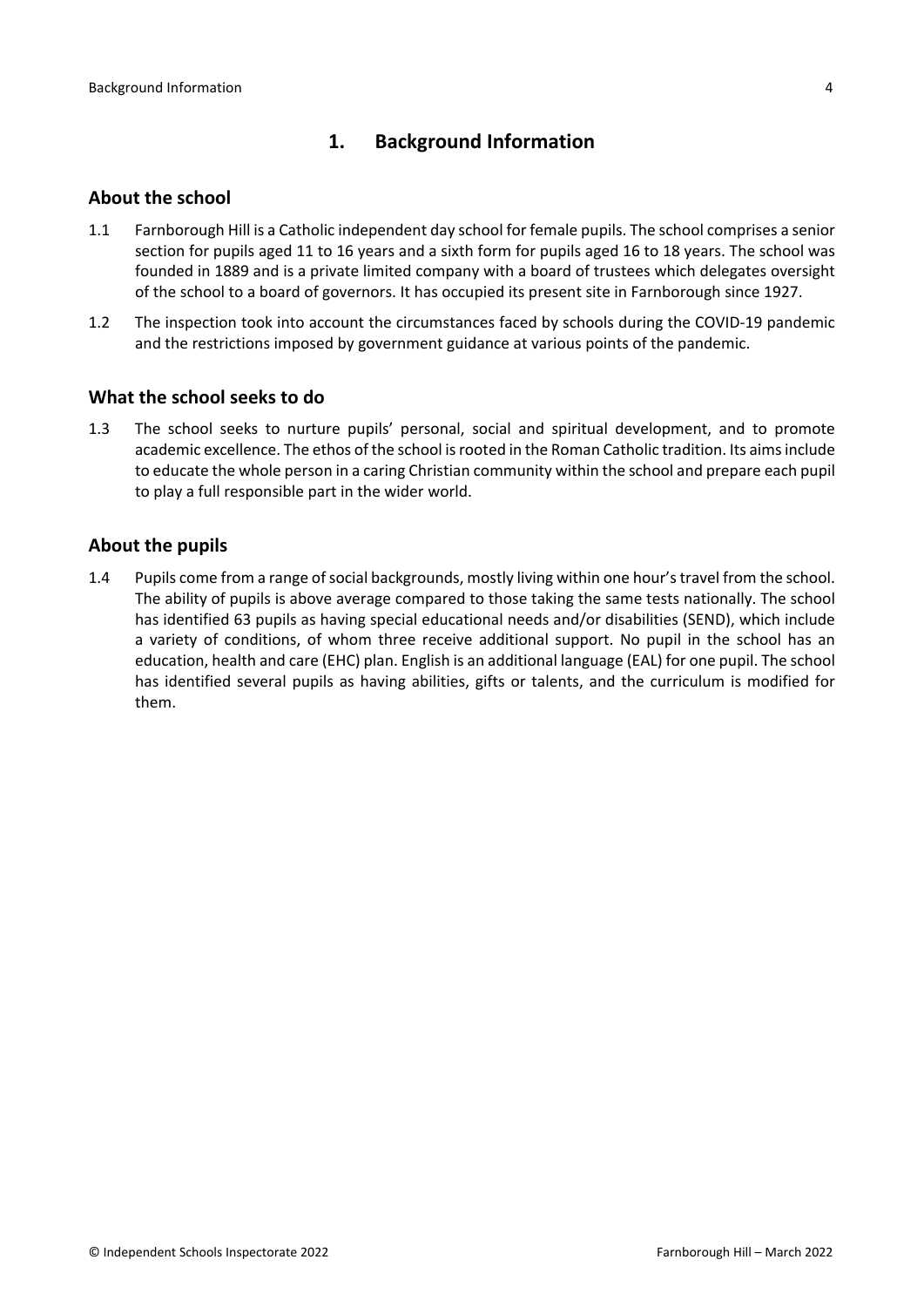# 1. Background Information

## About the school

1.1 Farnborough Hill is a Catholic independent day school for female pupils. The school comprises a senior section for pupils aged 11 to 16 years and a sixth form for pupils aged 16 to 18 years. The school was founded in 1889 and is a private limited company with a board of trustees which delegates oversight of the school to a board of governors. It has occupied its present site in Farnborough since 1927.

1.2 The inspection took into account the circumstances faced by schools during the COVID-19 pandemic and the restrictions imposed by government guidance at various points of the pandemic.

## What the school seeks to do

1.3 The school seeks to nurture pupils' personal, social and spiritual development, and to promote academic excellence. The ethos of the school is rooted in the Roman Catholic tradition. Its aims include to educate the whole person in a caring Christian community within the school and prepare each pupil to play a full responsible part in the wider world.

## About the pupils

1.4 Pupils come from a range of social backgrounds, mostly living within one hour's travel from the school. The ability of pupils is above average compared to those taking the same tests nationally. The school has identified 63 pupils as having special educational needs and/or disabilities (SEND), which include a variety of conditions, of whom three receive additional support. No pupil in the school has an education, health and care (EHC) plan. English is an additional language (EAL) for one pupil. The school has identified several pupils as having abilities, gifts or talents, and the curriculum is modified for them.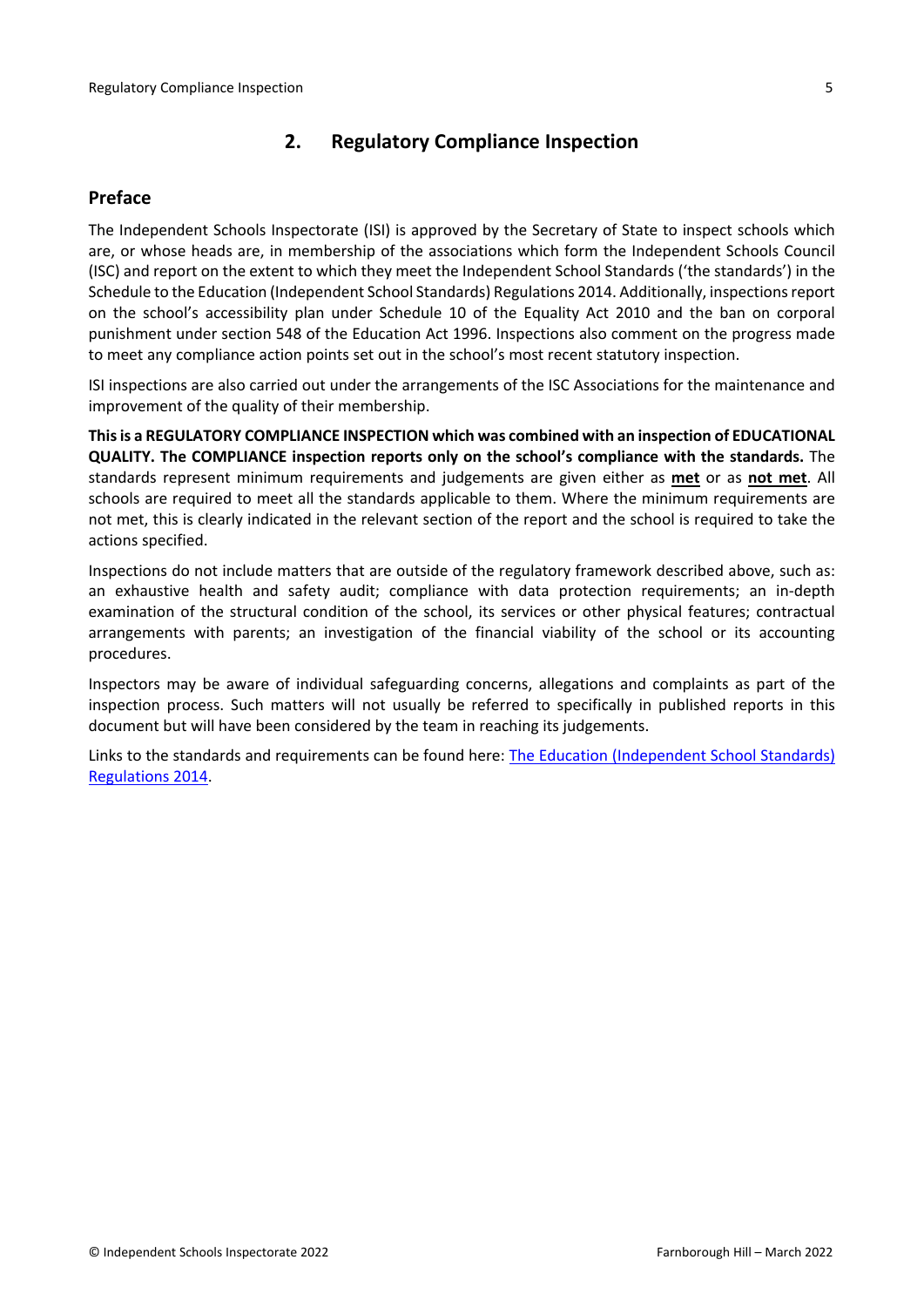## 2. Regulatory Compliance Inspection

### Preface

The Independent Schools Inspectorate (ISI) is approved by the Secretary of State to inspect schools which are, or whose heads are, in membership of the associations which form the Independent Schools Council (ISC) and report on the extent to which they meet the Independent School Standards ('the standards') in the Schedule to the Education (Independent School Standards) Regulations 2014. Additionally, inspections report on the school's accessibility plan under Schedule 10 of the Equality Act 2010 and the ban on corporal punishment under section 548 of the Education Act 1996. Inspections also comment on the progress made to meet any compliance action points set out in the school's most recent statutory inspection.

ISI inspections are also carried out under the arrangements of the ISC Associations for the maintenance and improvement of the quality of their membership.

**This is a REGULATORY COMPLIANCE INSPECTION which was combined with an inspection of EDUCATIONAL QUALITY. The COMPLIANCE inspection reports only on the school's compliance with the standards.** The standards represent minimum requirements and judgements are given either as **met** or as **not met**. All schools are required to meet all the standards applicable to them. Where the minimum requirements are not met, this is clearly indicated in the relevant section of the report and the school is required to take the actions specified.

Inspections do not include matters that are outside of the regulatory framework described above, such as: an exhaustive health and safety audit; compliance with data protection requirements; an in-depth examination of the structural condition of the school, its services or other physical features; contractual arrangements with parents; an investigation of the financial viability of the school or its accounting procedures.

Inspectors may be aware of individual safeguarding concerns, allegations and complaints as part of the inspection process. Such matters will not usually be referred to specifically in published reports in this document but will have been considered by the team in reaching its judgements.

Links to the standards and requirements can be found here: [The Education (Independent School Standards) Regulations 2014](#).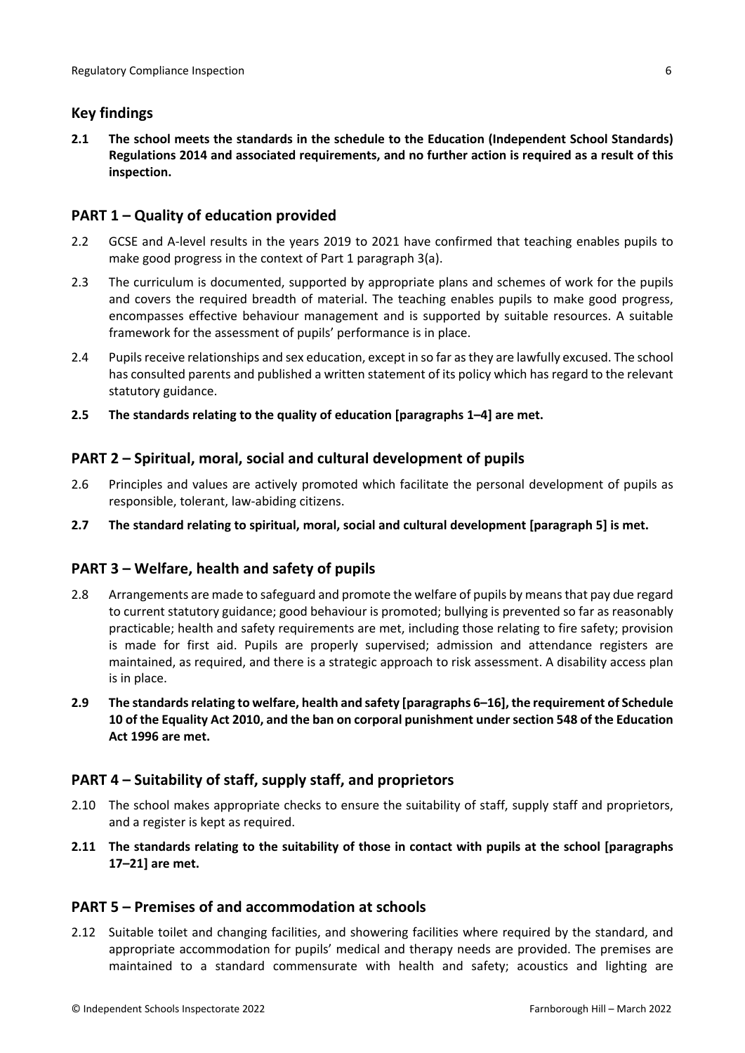## Key findings

**2.1 The school meets the standards in the schedule to the Education (Independent School Standards) Regulations 2014 and associated requirements, and no further action is required as a result of this inspection.**

## PART 1 – Quality of education provided

2.2 GCSE and A-level results in the years 2019 to 2021 have confirmed that teaching enables pupils to make good progress in the context of Part 1 paragraph 3(a).

2.3 The curriculum is documented, supported by appropriate plans and schemes of work for the pupils and covers the required breadth of material. The teaching enables pupils to make good progress, encompasses effective behaviour management and is supported by suitable resources. A suitable framework for the assessment of pupils' performance is in place.

2.4 Pupils receive relationships and sex education, except in so far as they are lawfully excused. The school has consulted parents and published a written statement of its policy which has regard to the relevant statutory guidance.

**2.5 The standards relating to the quality of education [paragraphs 1–4] are met.**

## PART 2 – Spiritual, moral, social and cultural development of pupils

2.6 Principles and values are actively promoted which facilitate the personal development of pupils as responsible, tolerant, law-abiding citizens.

**2.7 The standard relating to spiritual, moral, social and cultural development [paragraph 5] is met.**

## PART 3 – Welfare, health and safety of pupils

2.8 Arrangements are made to safeguard and promote the welfare of pupils by means that pay due regard to current statutory guidance; good behaviour is promoted; bullying is prevented so far as reasonably practicable; health and safety requirements are met, including those relating to fire safety; provision is made for first aid. Pupils are properly supervised; admission and attendance registers are maintained, as required, and there is a strategic approach to risk assessment. A disability access plan is in place.

**2.9 The standards relating to welfare, health and safety [paragraphs 6–16], the requirement of Schedule 10 of the Equality Act 2010, and the ban on corporal punishment under section 548 of the Education Act 1996 are met.**

## PART 4 – Suitability of staff, supply staff, and proprietors

2.10 The school makes appropriate checks to ensure the suitability of staff, supply staff and proprietors, and a register is kept as required.

**2.11 The standards relating to the suitability of those in contact with pupils at the school [paragraphs 17–21] are met.**

## PART 5 – Premises of and accommodation at schools

2.12 Suitable toilet and changing facilities, and showering facilities where required by the standard, and appropriate accommodation for pupils' medical and therapy needs are provided. The premises are maintained to a standard commensurate with health and safety; acoustics and lighting are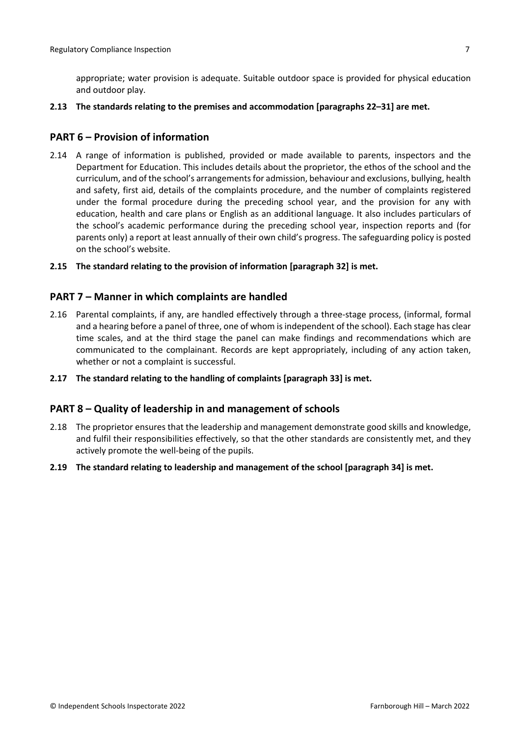appropriate; water provision is adequate. Suitable outdoor space is provided for physical education and outdoor play.

**2.13 The standards relating to the premises and accommodation [paragraphs 22–31] are met.**

## PART 6 – Provision of information

2.14 A range of information is published, provided or made available to parents, inspectors and the Department for Education. This includes details about the proprietor, the ethos of the school and the curriculum, and of the school's arrangements for admission, behaviour and exclusions, bullying, health and safety, first aid, details of the complaints procedure, and the number of complaints registered under the formal procedure during the preceding school year, and the provision for any with education, health and care plans or English as an additional language. It also includes particulars of the school's academic performance during the preceding school year, inspection reports and (for parents only) a report at least annually of their own child's progress. The safeguarding policy is posted on the school's website.

**2.15 The standard relating to the provision of information [paragraph 32] is met.**

## PART 7 – Manner in which complaints are handled

2.16 Parental complaints, if any, are handled effectively through a three-stage process, (informal, formal and a hearing before a panel of three, one of whom is independent of the school). Each stage has clear time scales, and at the third stage the panel can make findings and recommendations which are communicated to the complainant. Records are kept appropriately, including of any action taken, whether or not a complaint is successful.

**2.17 The standard relating to the handling of complaints [paragraph 33] is met.**

## PART 8 – Quality of leadership in and management of schools

2.18 The proprietor ensures that the leadership and management demonstrate good skills and knowledge, and fulfil their responsibilities effectively, so that the other standards are consistently met, and they actively promote the well-being of the pupils.

**2.19 The standard relating to leadership and management of the school [paragraph 34] is met.**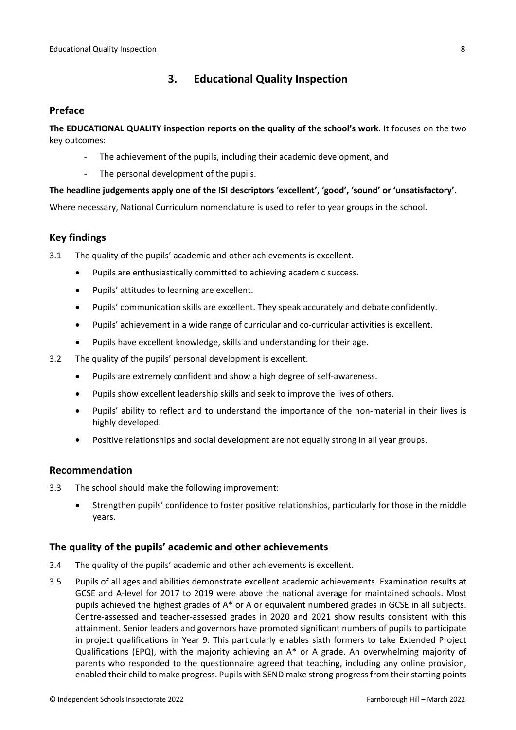## 3. Educational Quality Inspection

### Preface

**The EDUCATIONAL QUALITY inspection reports on the quality of the school's work**. It focuses on the two key outcomes:

- The achievement of the pupils, including their academic development, and
- The personal development of the pupils.

**The headline judgements apply one of the ISI descriptors 'excellent', 'good', 'sound' or 'unsatisfactory'.**

Where necessary, National Curriculum nomenclature is used to refer to year groups in the school.

### Key findings

3.1 The quality of the pupils' academic and other achievements is excellent.

- Pupils are enthusiastically committed to achieving academic success.
- Pupils' attitudes to learning are excellent.
- Pupils' communication skills are excellent. They speak accurately and debate confidently.
- Pupils' achievement in a wide range of curricular and co-curricular activities is excellent.
- Pupils have excellent knowledge, skills and understanding for their age.

3.2 The quality of the pupils' personal development is excellent.

- Pupils are extremely confident and show a high degree of self-awareness.
- Pupils show excellent leadership skills and seek to improve the lives of others.
- Pupils' ability to reflect and to understand the importance of the non-material in their lives is highly developed.
- Positive relationships and social development are not equally strong in all year groups.

### Recommendation

3.3 The school should make the following improvement:

- Strengthen pupils' confidence to foster positive relationships, particularly for those in the middle years.

### The quality of the pupils' academic and other achievements

3.4 The quality of the pupils' academic and other achievements is excellent.

3.5 Pupils of all ages and abilities demonstrate excellent academic achievements. Examination results at GCSE and A-level for 2017 to 2019 were above the national average for maintained schools. Most pupils achieved the highest grades of A* or A or equivalent numbered grades in GCSE in all subjects. Centre-assessed and teacher-assessed grades in 2020 and 2021 show results consistent with this attainment. Senior leaders and governors have promoted significant numbers of pupils to participate in project qualifications in Year 9. This particularly enables sixth formers to take Extended Project Qualifications (EPQ), with the majority achieving an A* or A grade. An overwhelming majority of parents who responded to the questionnaire agreed that teaching, including any online provision, enabled their child to make progress. Pupils with SEND make strong progress from their starting points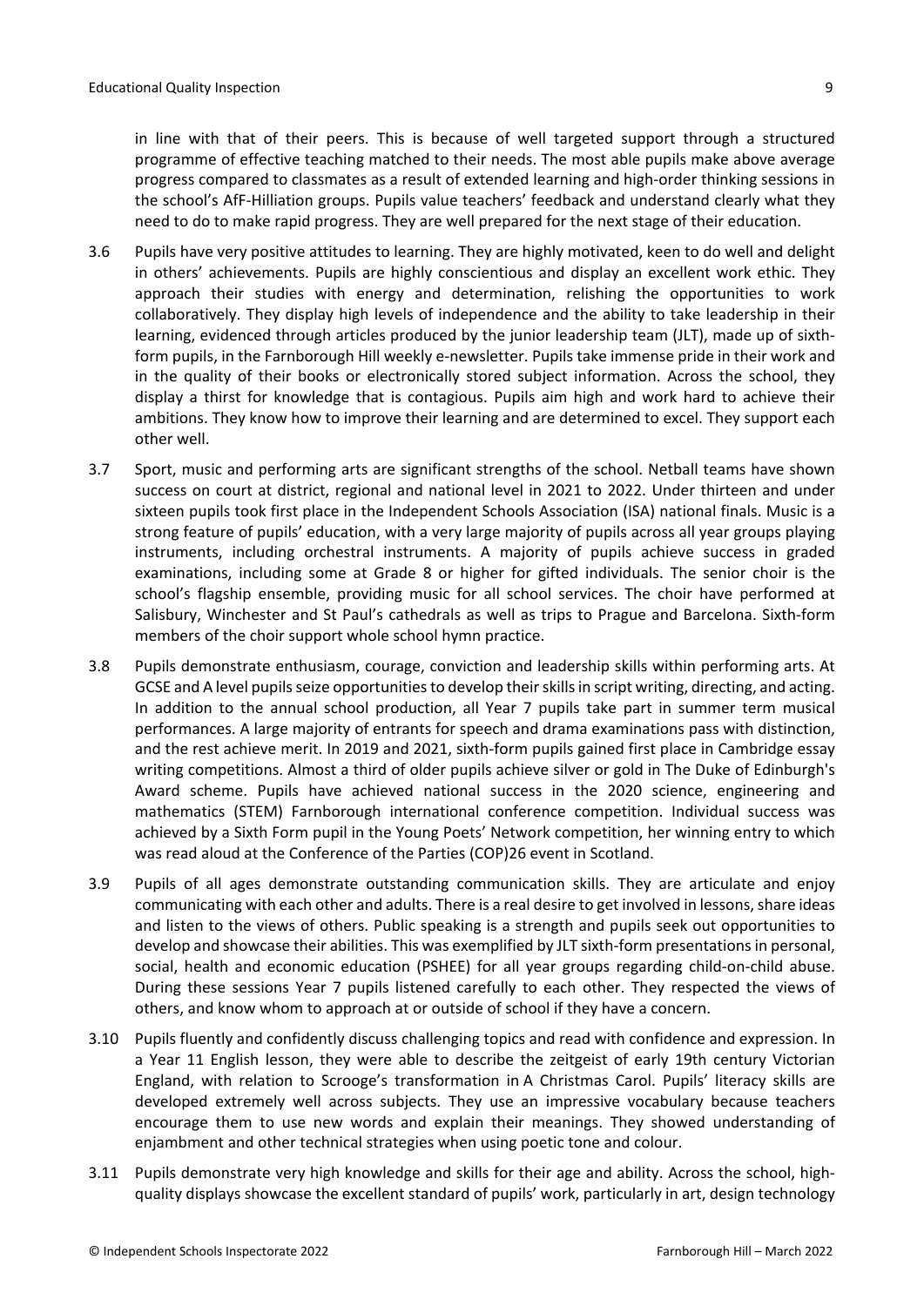in line with that of their peers. This is because of well targeted support through a structured programme of effective teaching matched to their needs. The most able pupils make above average progress compared to classmates as a result of extended learning and high-order thinking sessions in the school's AfF-Hilliation groups. Pupils value teachers' feedback and understand clearly what they need to do to make rapid progress. They are well prepared for the next stage of their education.

3.6 Pupils have very positive attitudes to learning. They are highly motivated, keen to do well and delight in others' achievements. Pupils are highly conscientious and display an excellent work ethic. They approach their studies with energy and determination, relishing the opportunities to work collaboratively. They display high levels of independence and the ability to take leadership in their learning, evidenced through articles produced by the junior leadership team (JLT), made up of sixth-form pupils, in the Farnborough Hill weekly e-newsletter. Pupils take immense pride in their work and in the quality of their books or electronically stored subject information. Across the school, they display a thirst for knowledge that is contagious. Pupils aim high and work hard to achieve their ambitions. They know how to improve their learning and are determined to excel. They support each other well.

3.7 Sport, music and performing arts are significant strengths of the school. Netball teams have shown success on court at district, regional and national level in 2021 to 2022. Under thirteen and under sixteen pupils took first place in the Independent Schools Association (ISA) national finals. Music is a strong feature of pupils' education, with a very large majority of pupils across all year groups playing instruments, including orchestral instruments. A majority of pupils achieve success in graded examinations, including some at Grade 8 or higher for gifted individuals. The senior choir is the school's flagship ensemble, providing music for all school services. The choir have performed at Salisbury, Winchester and St Paul's cathedrals as well as trips to Prague and Barcelona. Sixth-form members of the choir support whole school hymn practice.

3.8 Pupils demonstrate enthusiasm, courage, conviction and leadership skills within performing arts. At GCSE and A level pupils seize opportunities to develop their skills in script writing, directing, and acting. In addition to the annual school production, all Year 7 pupils take part in summer term musical performances. A large majority of entrants for speech and drama examinations pass with distinction, and the rest achieve merit. In 2019 and 2021, sixth-form pupils gained first place in Cambridge essay writing competitions. Almost a third of older pupils achieve silver or gold in The Duke of Edinburgh's Award scheme. Pupils have achieved national success in the 2020 science, engineering and mathematics (STEM) Farnborough international conference competition. Individual success was achieved by a Sixth Form pupil in the Young Poets' Network competition, her winning entry to which was read aloud at the Conference of the Parties (COP)26 event in Scotland.

3.9 Pupils of all ages demonstrate outstanding communication skills. They are articulate and enjoy communicating with each other and adults. There is a real desire to get involved in lessons, share ideas and listen to the views of others. Public speaking is a strength and pupils seek out opportunities to develop and showcase their abilities. This was exemplified by JLT sixth-form presentations in personal, social, health and economic education (PSHEE) for all year groups regarding child-on-child abuse. During these sessions Year 7 pupils listened carefully to each other. They respected the views of others, and know whom to approach at or outside of school if they have a concern.

3.10 Pupils fluently and confidently discuss challenging topics and read with confidence and expression. In a Year 11 English lesson, they were able to describe the zeitgeist of early 19th century Victorian England, with relation to Scrooge's transformation in A Christmas Carol. Pupils' literacy skills are developed extremely well across subjects. They use an impressive vocabulary because teachers encourage them to use new words and explain their meanings. They showed understanding of enjambment and other technical strategies when using poetic tone and colour.

3.11 Pupils demonstrate very high knowledge and skills for their age and ability. Across the school, high-quality displays showcase the excellent standard of pupils' work, particularly in art, design technology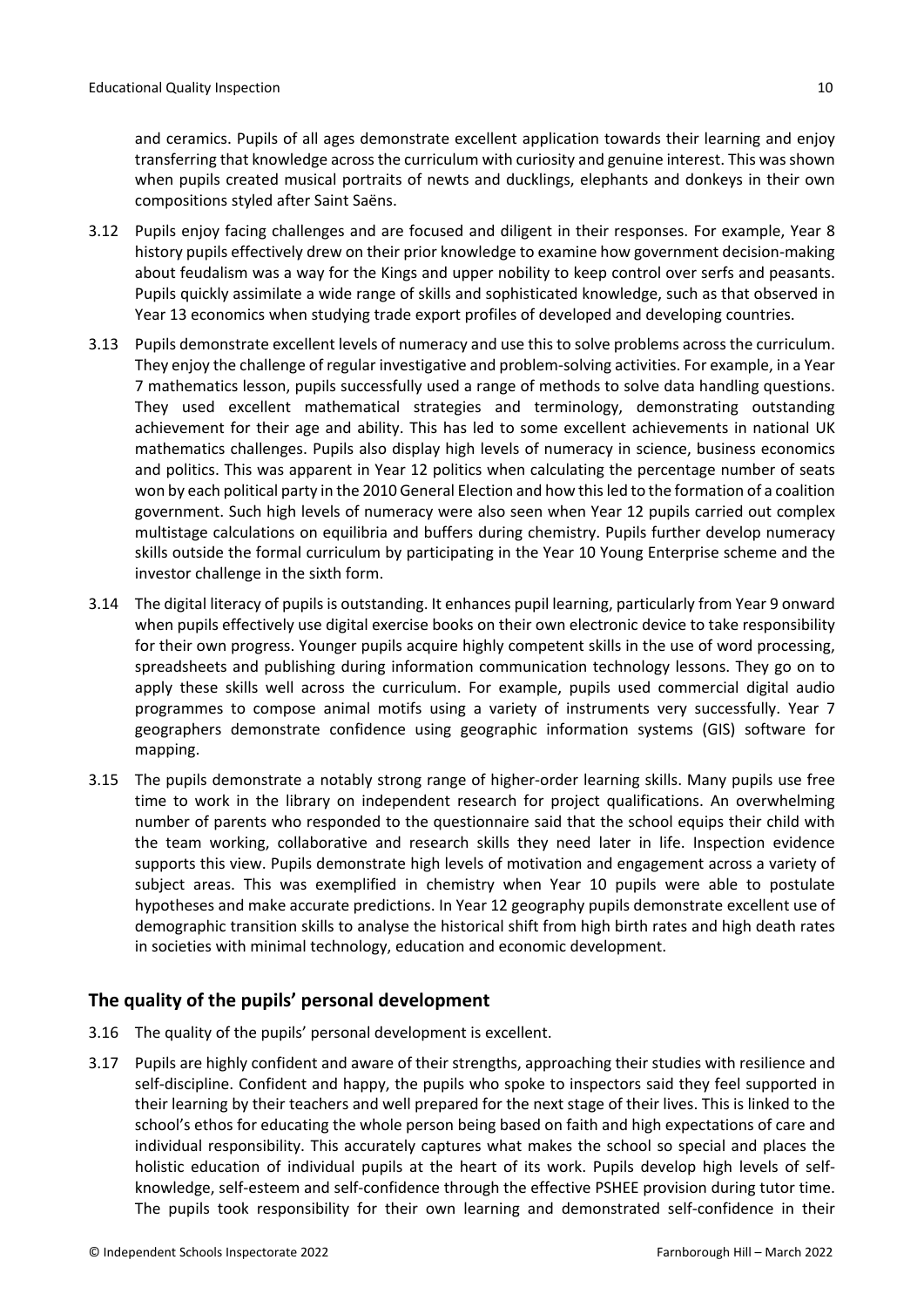and ceramics. Pupils of all ages demonstrate excellent application towards their learning and enjoy transferring that knowledge across the curriculum with curiosity and genuine interest. This was shown when pupils created musical portraits of newts and ducklings, elephants and donkeys in their own compositions styled after Saint Saëns.

3.12 Pupils enjoy facing challenges and are focused and diligent in their responses. For example, Year 8 history pupils effectively drew on their prior knowledge to examine how government decision-making about feudalism was a way for the Kings and upper nobility to keep control over serfs and peasants. Pupils quickly assimilate a wide range of skills and sophisticated knowledge, such as that observed in Year 13 economics when studying trade export profiles of developed and developing countries.

3.13 Pupils demonstrate excellent levels of numeracy and use this to solve problems across the curriculum. They enjoy the challenge of regular investigative and problem-solving activities. For example, in a Year 7 mathematics lesson, pupils successfully used a range of methods to solve data handling questions. They used excellent mathematical strategies and terminology, demonstrating outstanding achievement for their age and ability. This has led to some excellent achievements in national UK mathematics challenges. Pupils also display high levels of numeracy in science, business economics and politics. This was apparent in Year 12 politics when calculating the percentage number of seats won by each political party in the 2010 General Election and how this led to the formation of a coalition government. Such high levels of numeracy were also seen when Year 12 pupils carried out complex multistage calculations on equilibria and buffers during chemistry. Pupils further develop numeracy skills outside the formal curriculum by participating in the Year 10 Young Enterprise scheme and the investor challenge in the sixth form.

3.14 The digital literacy of pupils is outstanding. It enhances pupil learning, particularly from Year 9 onward when pupils effectively use digital exercise books on their own electronic device to take responsibility for their own progress. Younger pupils acquire highly competent skills in the use of word processing, spreadsheets and publishing during information communication technology lessons. They go on to apply these skills well across the curriculum. For example, pupils used commercial digital audio programmes to compose animal motifs using a variety of instruments very successfully. Year 7 geographers demonstrate confidence using geographic information systems (GIS) software for mapping.

3.15 The pupils demonstrate a notably strong range of higher-order learning skills. Many pupils use free time to work in the library on independent research for project qualifications. An overwhelming number of parents who responded to the questionnaire said that the school equips their child with the team working, collaborative and research skills they need later in life. Inspection evidence supports this view. Pupils demonstrate high levels of motivation and engagement across a variety of subject areas. This was exemplified in chemistry when Year 10 pupils were able to postulate hypotheses and make accurate predictions. In Year 12 geography pupils demonstrate excellent use of demographic transition skills to analyse the historical shift from high birth rates and high death rates in societies with minimal technology, education and economic development.

## The quality of the pupils' personal development

3.16 The quality of the pupils' personal development is excellent.

3.17 Pupils are highly confident and aware of their strengths, approaching their studies with resilience and self-discipline. Confident and happy, the pupils who spoke to inspectors said they feel supported in their learning by their teachers and well prepared for the next stage of their lives. This is linked to the school's ethos for educating the whole person being based on faith and high expectations of care and individual responsibility. This accurately captures what makes the school so special and places the holistic education of individual pupils at the heart of its work. Pupils develop high levels of self-knowledge, self-esteem and self-confidence through the effective PSHEE provision during tutor time. The pupils took responsibility for their own learning and demonstrated self-confidence in their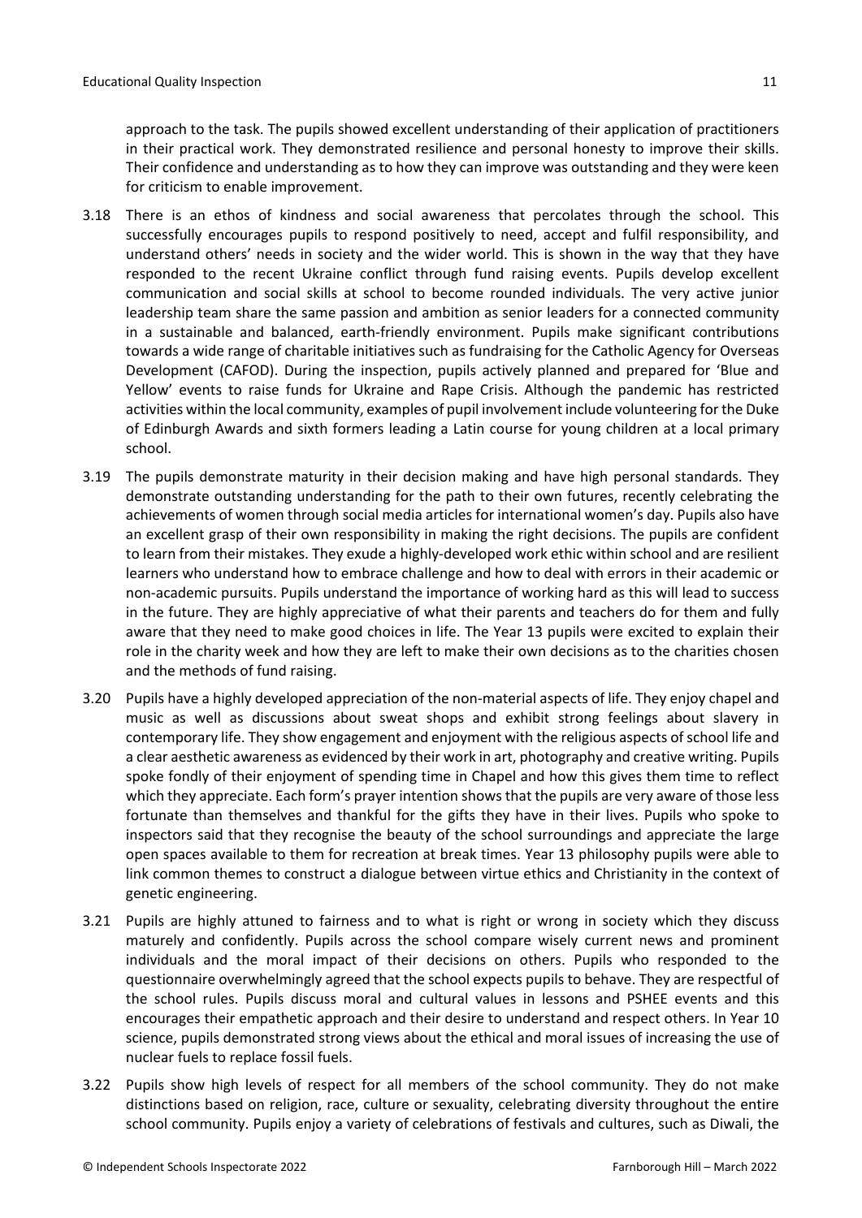approach to the task. The pupils showed excellent understanding of their application of practitioners in their practical work. They demonstrated resilience and personal honesty to improve their skills. Their confidence and understanding as to how they can improve was outstanding and they were keen for criticism to enable improvement.

3.18 There is an ethos of kindness and social awareness that percolates through the school. This successfully encourages pupils to respond positively to need, accept and fulfil responsibility, and understand others' needs in society and the wider world. This is shown in the way that they have responded to the recent Ukraine conflict through fund raising events. Pupils develop excellent communication and social skills at school to become rounded individuals. The very active junior leadership team share the same passion and ambition as senior leaders for a connected community in a sustainable and balanced, earth-friendly environment. Pupils make significant contributions towards a wide range of charitable initiatives such as fundraising for the Catholic Agency for Overseas Development (CAFOD). During the inspection, pupils actively planned and prepared for 'Blue and Yellow' events to raise funds for Ukraine and Rape Crisis. Although the pandemic has restricted activities within the local community, examples of pupil involvement include volunteering for the Duke of Edinburgh Awards and sixth formers leading a Latin course for young children at a local primary school.

3.19 The pupils demonstrate maturity in their decision making and have high personal standards. They demonstrate outstanding understanding for the path to their own futures, recently celebrating the achievements of women through social media articles for international women's day. Pupils also have an excellent grasp of their own responsibility in making the right decisions. The pupils are confident to learn from their mistakes. They exude a highly-developed work ethic within school and are resilient learners who understand how to embrace challenge and how to deal with errors in their academic or non-academic pursuits. Pupils understand the importance of working hard as this will lead to success in the future. They are highly appreciative of what their parents and teachers do for them and fully aware that they need to make good choices in life. The Year 13 pupils were excited to explain their role in the charity week and how they are left to make their own decisions as to the charities chosen and the methods of fund raising.

3.20 Pupils have a highly developed appreciation of the non-material aspects of life. They enjoy chapel and music as well as discussions about sweat shops and exhibit strong feelings about slavery in contemporary life. They show engagement and enjoyment with the religious aspects of school life and a clear aesthetic awareness as evidenced by their work in art, photography and creative writing. Pupils spoke fondly of their enjoyment of spending time in Chapel and how this gives them time to reflect which they appreciate. Each form's prayer intention shows that the pupils are very aware of those less fortunate than themselves and thankful for the gifts they have in their lives. Pupils who spoke to inspectors said that they recognise the beauty of the school surroundings and appreciate the large open spaces available to them for recreation at break times. Year 13 philosophy pupils were able to link common themes to construct a dialogue between virtue ethics and Christianity in the context of genetic engineering.

3.21 Pupils are highly attuned to fairness and to what is right or wrong in society which they discuss maturely and confidently. Pupils across the school compare wisely current news and prominent individuals and the moral impact of their decisions on others. Pupils who responded to the questionnaire overwhelmingly agreed that the school expects pupils to behave. They are respectful of the school rules. Pupils discuss moral and cultural values in lessons and PSHEE events and this encourages their empathetic approach and their desire to understand and respect others. In Year 10 science, pupils demonstrated strong views about the ethical and moral issues of increasing the use of nuclear fuels to replace fossil fuels.

3.22 Pupils show high levels of respect for all members of the school community. They do not make distinctions based on religion, race, culture or sexuality, celebrating diversity throughout the entire school community. Pupils enjoy a variety of celebrations of festivals and cultures, such as Diwali, the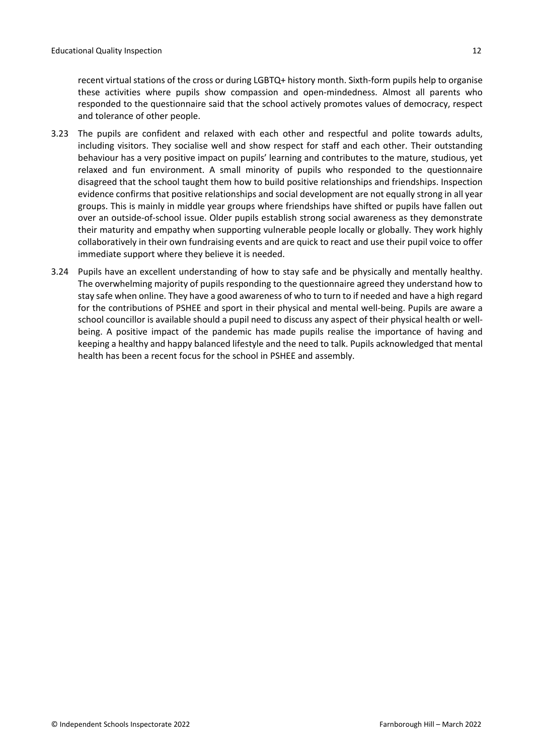recent virtual stations of the cross or during LGBTQ+ history month. Sixth-form pupils help to organise these activities where pupils show compassion and open-mindedness. Almost all parents who responded to the questionnaire said that the school actively promotes values of democracy, respect and tolerance of other people.

3.23 The pupils are confident and relaxed with each other and respectful and polite towards adults, including visitors. They socialise well and show respect for staff and each other. Their outstanding behaviour has a very positive impact on pupils' learning and contributes to the mature, studious, yet relaxed and fun environment. A small minority of pupils who responded to the questionnaire disagreed that the school taught them how to build positive relationships and friendships. Inspection evidence confirms that positive relationships and social development are not equally strong in all year groups. This is mainly in middle year groups where friendships have shifted or pupils have fallen out over an outside-of-school issue. Older pupils establish strong social awareness as they demonstrate their maturity and empathy when supporting vulnerable people locally or globally. They work highly collaboratively in their own fundraising events and are quick to react and use their pupil voice to offer immediate support where they believe it is needed.

3.24 Pupils have an excellent understanding of how to stay safe and be physically and mentally healthy. The overwhelming majority of pupils responding to the questionnaire agreed they understand how to stay safe when online. They have a good awareness of who to turn to if needed and have a high regard for the contributions of PSHEE and sport in their physical and mental well-being. Pupils are aware a school councillor is available should a pupil need to discuss any aspect of their physical health or well-being. A positive impact of the pandemic has made pupils realise the importance of having and keeping a healthy and happy balanced lifestyle and the need to talk. Pupils acknowledged that mental health has been a recent focus for the school in PSHEE and assembly.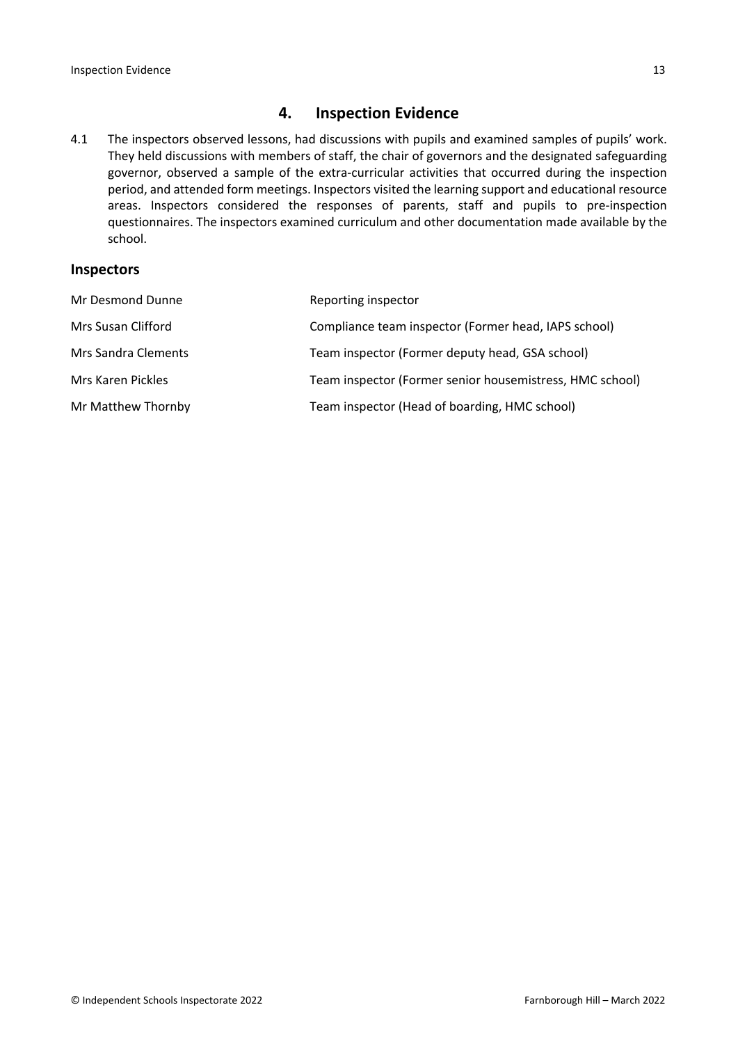## 4. Inspection Evidence

4.1 The inspectors observed lessons, had discussions with pupils and examined samples of pupils' work. They held discussions with members of staff, the chair of governors and the designated safeguarding governor, observed a sample of the extra-curricular activities that occurred during the inspection period, and attended form meetings. Inspectors visited the learning support and educational resource areas. Inspectors considered the responses of parents, staff and pupils to pre-inspection questionnaires. The inspectors examined curriculum and other documentation made available by the school.

### Inspectors

| | |
|---|---|
| Mr Desmond Dunne | Reporting inspector |
| Mrs Susan Clifford | Compliance team inspector (Former head, IAPS school) |
| Mrs Sandra Clements | Team inspector (Former deputy head, GSA school) |
| Mrs Karen Pickles | Team inspector (Former senior housemistress, HMC school) |
| Mr Matthew Thornby | Team inspector (Head of boarding, HMC school) |